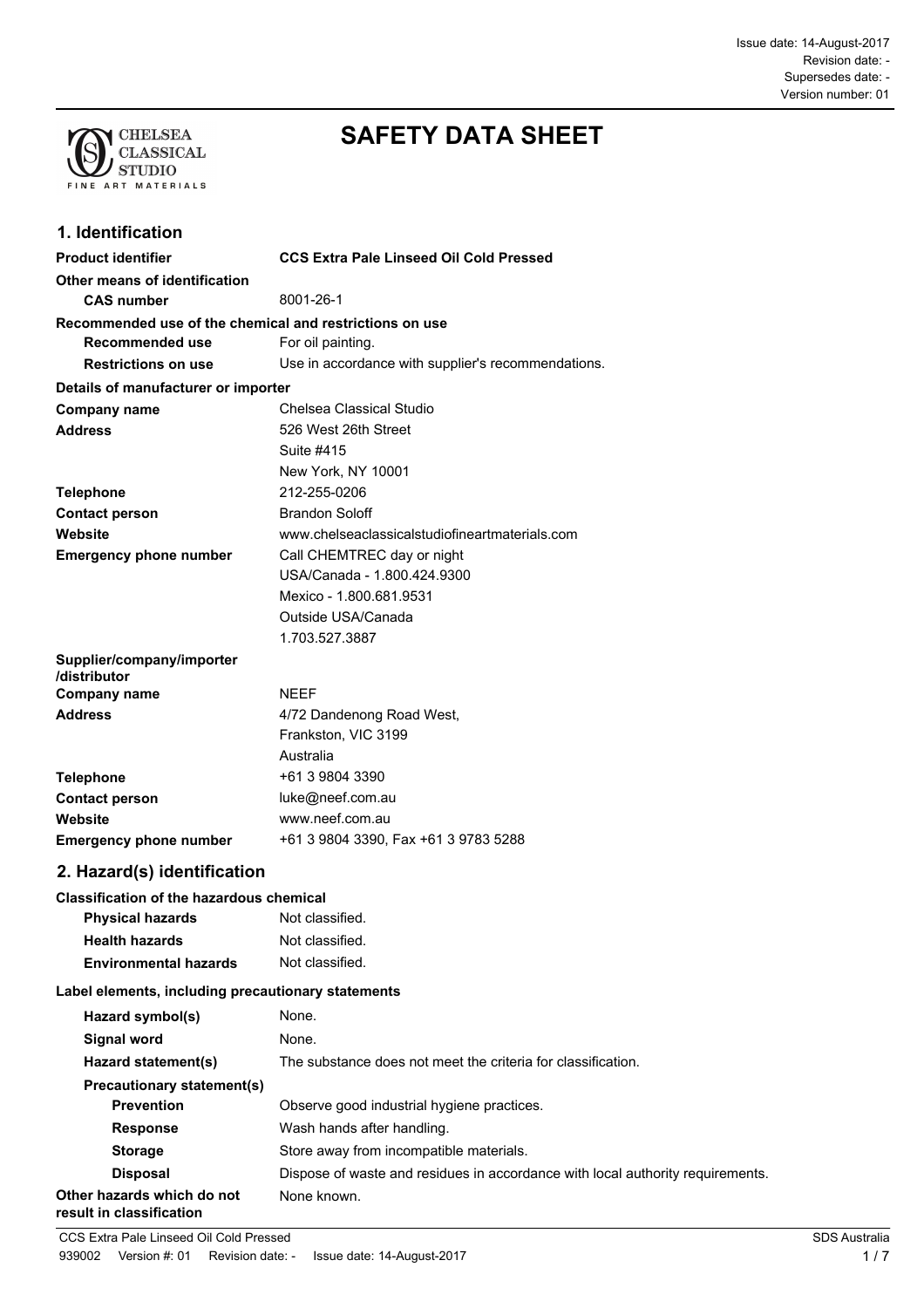Issue date: 14-August-2017
Revision date: -
Supersedes date: -
Version number: 01

# SAFETY DATA SHEET

## 1. Identification

| | |
|---|---|
| **Product identifier** | **CCS Extra Pale Linseed Oil Cold Pressed** |
| **Other means of identification** | |
| **CAS number** | 8001-26-1 |
| **Recommended use of the chemical and restrictions on use** | |
| **Recommended use** | For oil painting. |
| **Restrictions on use** | Use in accordance with supplier's recommendations. |
| **Details of manufacturer or importer** | |
| **Company name** | Chelsea Classical Studio |
| **Address** | 526 West 26th Street<br>Suite #415<br>New York, NY 10001 |
| **Telephone** | 212-255-0206 |
| **Contact person** | Brandon Soloff |
| **Website** | www.chelseaclassicalstudiofineartmaterials.com |
| **Emergency phone number** | Call CHEMTREC day or night<br>USA/Canada - 1.800.424.9300<br>Mexico - 1.800.681.9531<br>Outside USA/Canada<br>1.703.527.3887 |
| **Supplier/company/importer /distributor** | |
| **Company name** | NEEF |
| **Address** | 4/72 Dandenong Road West,<br>Frankston, VIC 3199<br>Australia |
| **Telephone** | +61 3 9804 3390 |
| **Contact person** | luke@neef.com.au |
| **Website** | www.neef.com.au |
| **Emergency phone number** | +61 3 9804 3390, Fax +61 3 9783 5288 |

## 2. Hazard(s) identification

| | |
|---|---|
| **Classification of the hazardous chemical** | |
| **Physical hazards** | Not classified. |
| **Health hazards** | Not classified. |
| **Environmental hazards** | Not classified. |
| **Label elements, including precautionary statements** | |
| **Hazard symbol(s)** | None. |
| **Signal word** | None. |
| **Hazard statement(s)** | The substance does not meet the criteria for classification. |
| **Precautionary statement(s)** | |
| **Prevention** | Observe good industrial hygiene practices. |
| **Response** | Wash hands after handling. |
| **Storage** | Store away from incompatible materials. |
| **Disposal** | Dispose of waste and residues in accordance with local authority requirements. |
| **Other hazards which do not result in classification** | None known. |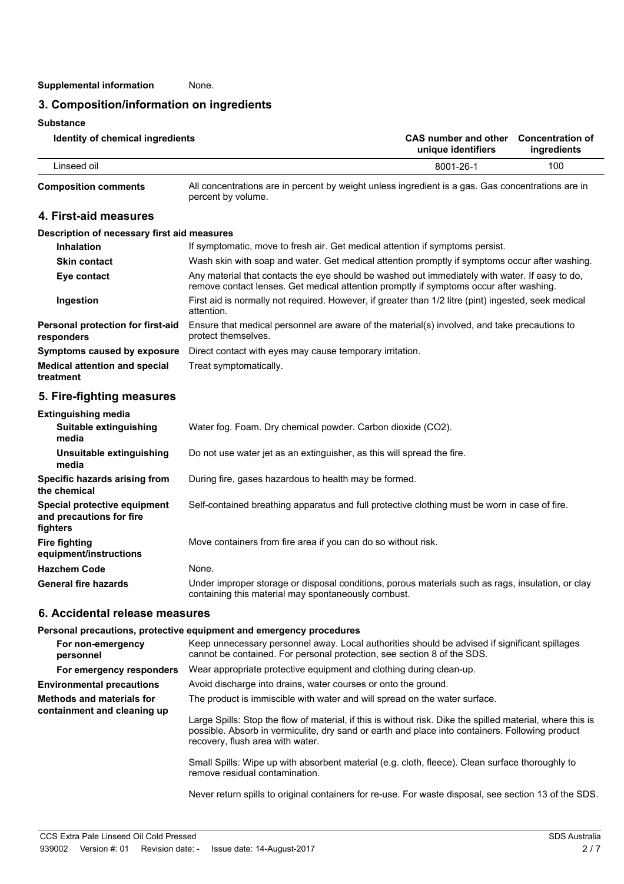**Supplemental information** None.

## 3. Composition/information on ingredients

**Substance**

| Identity of chemical ingredients | CAS number and other unique identifiers | Concentration of ingredients |
|---|---|---|
| Linseed oil | 8001-26-1 | 100 |

**Composition comments** All concentrations are in percent by weight unless ingredient is a gas. Gas concentrations are in percent by volume.

## 4. First-aid measures

**Description of necessary first aid measures**

**Inhalation** If symptomatic, move to fresh air. Get medical attention if symptoms persist.

**Skin contact** Wash skin with soap and water. Get medical attention promptly if symptoms occur after washing.

**Eye contact** Any material that contacts the eye should be washed out immediately with water. If easy to do, remove contact lenses. Get medical attention promptly if symptoms occur after washing.

**Ingestion** First aid is normally not required. However, if greater than 1/2 litre (pint) ingested, seek medical attention.

**Personal protection for first-aid responders** Ensure that medical personnel are aware of the material(s) involved, and take precautions to protect themselves.

**Symptoms caused by exposure** Direct contact with eyes may cause temporary irritation.

**Medical attention and special treatment** Treat symptomatically.

## 5. Fire-fighting measures

**Extinguishing media**

**Suitable extinguishing media** Water fog. Foam. Dry chemical powder. Carbon dioxide ($CO_2$).

**Unsuitable extinguishing media** Do not use water jet as an extinguisher, as this will spread the fire.

**Specific hazards arising from the chemical** During fire, gases hazardous to health may be formed.

**Special protective equipment and precautions for fire fighters** Self-contained breathing apparatus and full protective clothing must be worn in case of fire.

**Fire fighting equipment/instructions** Move containers from fire area if you can do so without risk.

**Hazchem Code** None.

**General fire hazards** Under improper storage or disposal conditions, porous materials such as rags, insulation, or clay containing this material may spontaneously combust.

## 6. Accidental release measures

**Personal precautions, protective equipment and emergency procedures**

**For non-emergency personnel** Keep unnecessary personnel away. Local authorities should be advised if significant spillages cannot be contained. For personal protection, see section 8 of the SDS.

**For emergency responders** Wear appropriate protective equipment and clothing during clean-up.

**Environmental precautions** Avoid discharge into drains, water courses or onto the ground.

**Methods and materials for containment and cleaning up** The product is immiscible with water and will spread on the water surface.

Large Spills: Stop the flow of material, if this is without risk. Dike the spilled material, where this is possible. Absorb in vermiculite, dry sand or earth and place into containers. Following product recovery, flush area with water.

Small Spills: Wipe up with absorbent material (e.g. cloth, fleece). Clean surface thoroughly to remove residual contamination.

Never return spills to original containers for re-use. For waste disposal, see section 13 of the SDS.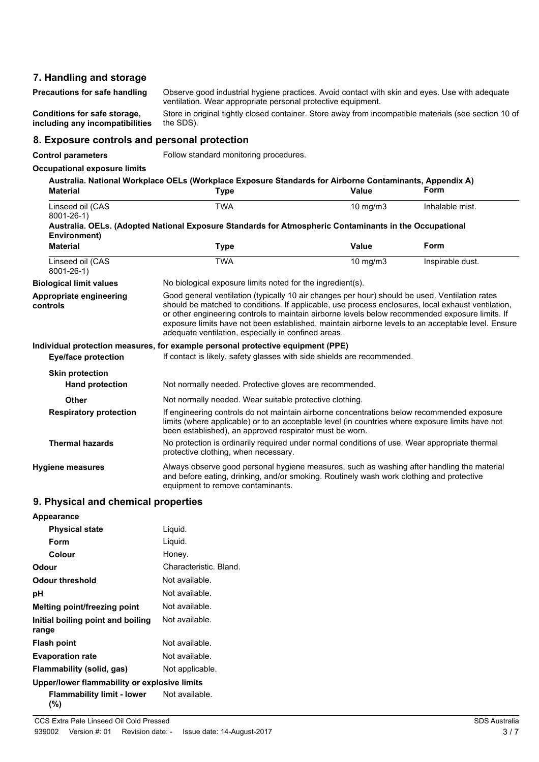## 7. Handling and storage

**Precautions for safe handling** Observe good industrial hygiene practices. Avoid contact with skin and eyes. Use with adequate ventilation. Wear appropriate personal protective equipment.

**Conditions for safe storage, including any incompatibilities** Store in original tightly closed container. Store away from incompatible materials (see section 10 of the SDS).

## 8. Exposure controls and personal protection

**Control parameters** Follow standard monitoring procedures.

**Occupational exposure limits**

**Australia. National Workplace OELs (Workplace Exposure Standards for Airborne Contaminants, Appendix A)**

| Material | Type | Value | Form |
|---|---|---|---|
| Linseed oil (CAS 8001-26-1) | TWA | 10 mg/m3 | Inhalable mist. |

**Australia. OELs. (Adopted National Exposure Standards for Atmospheric Contaminants in the Occupational Environment)**

| Material | Type | Value | Form |
|---|---|---|---|
| Linseed oil (CAS 8001-26-1) | TWA | 10 mg/m3 | Inspirable dust. |

**Biological limit values** No biological exposure limits noted for the ingredient(s).

**Appropriate engineering controls** Good general ventilation (typically 10 air changes per hour) should be used. Ventilation rates should be matched to conditions. If applicable, use process enclosures, local exhaust ventilation, or other engineering controls to maintain airborne levels below recommended exposure limits. If exposure limits have not been established, maintain airborne levels to an acceptable level. Ensure adequate ventilation, especially in confined areas.

**Individual protection measures, for example personal protective equipment (PPE)**

**Eye/face protection** If contact is likely, safety glasses with side shields are recommended.

**Skin protection**

**Hand protection** Not normally needed. Protective gloves are recommended.

**Other** Not normally needed. Wear suitable protective clothing.

**Respiratory protection** If engineering controls do not maintain airborne concentrations below recommended exposure limits (where applicable) or to an acceptable level (in countries where exposure limits have not been established), an approved respirator must be worn.

**Thermal hazards** No protection is ordinarily required under normal conditions of use. Wear appropriate thermal protective clothing, when necessary.

**Hygiene measures** Always observe good personal hygiene measures, such as washing after handling the material and before eating, drinking, and/or smoking. Routinely wash work clothing and protective equipment to remove contaminants.

## 9. Physical and chemical properties

**Appearance**

**Physical state** Liquid.

**Form** Liquid.

**Colour** Honey.

**Odour** Characteristic. Bland.

**Odour threshold** Not available.

**pH** Not available.

**Melting point/freezing point** Not available.

**Initial boiling point and boiling range** Not available.

**Flash point** Not available.

**Evaporation rate** Not available.

**Flammability (solid, gas)** Not applicable.

**Upper/lower flammability or explosive limits**

**Flammability limit - lower (%)** Not available.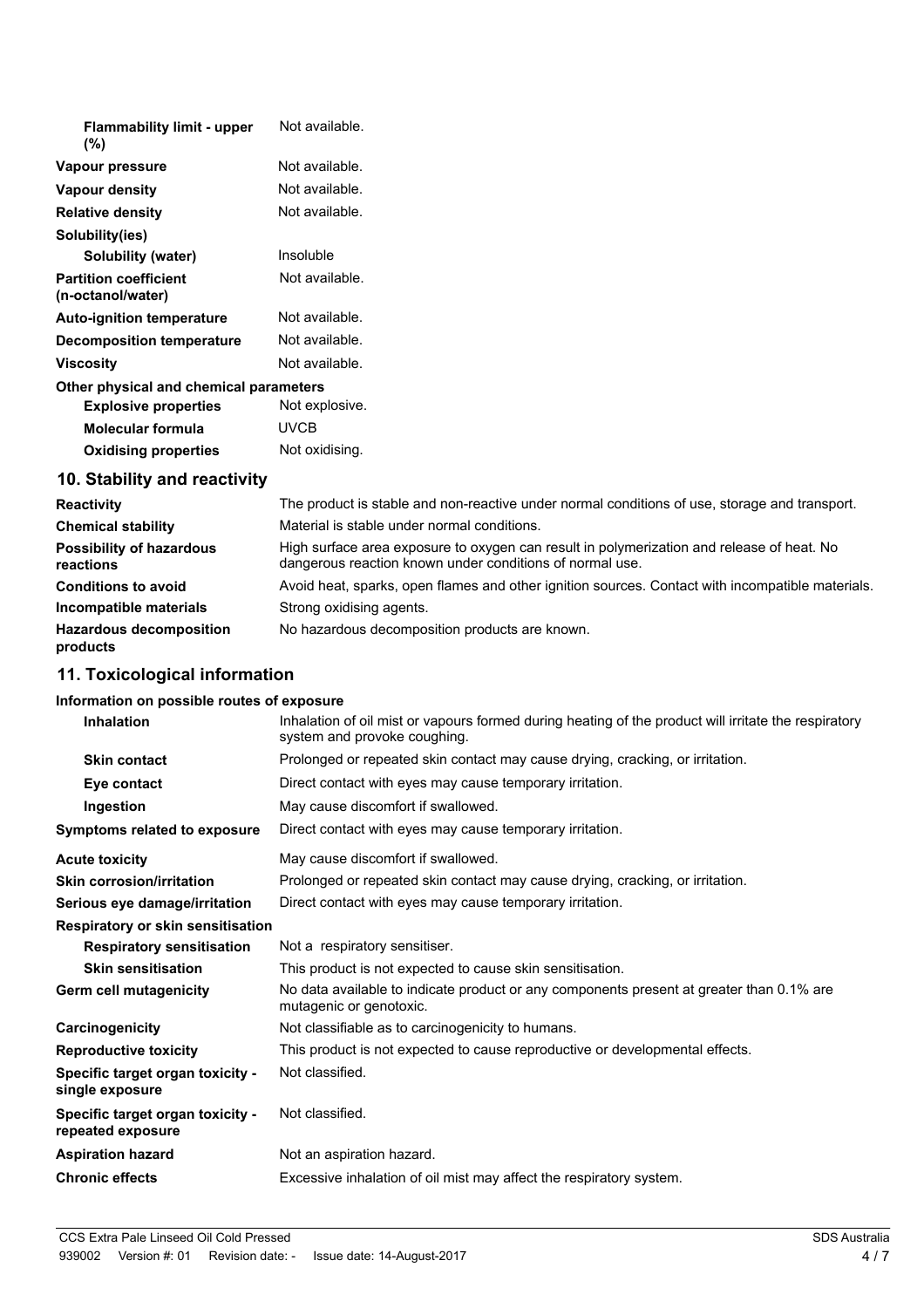| | |
|---|---|
| **Flammability limit - upper (%)** | Not available. |
| **Vapour pressure** | Not available. |
| **Vapour density** | Not available. |
| **Relative density** | Not available. |
| **Solubility(ies)** | |
| **Solubility (water)** | Insoluble |
| **Partition coefficient (n-octanol/water)** | Not available. |
| **Auto-ignition temperature** | Not available. |
| **Decomposition temperature** | Not available. |
| **Viscosity** | Not available. |
| **Other physical and chemical parameters** | |
| **Explosive properties** | Not explosive. |
| **Molecular formula** | UVCB |
| **Oxidising properties** | Not oxidising. |

## 10. Stability and reactivity

| | |
|---|---|
| **Reactivity** | The product is stable and non-reactive under normal conditions of use, storage and transport. |
| **Chemical stability** | Material is stable under normal conditions. |
| **Possibility of hazardous reactions** | High surface area exposure to oxygen can result in polymerization and release of heat. No dangerous reaction known under conditions of normal use. |
| **Conditions to avoid** | Avoid heat, sparks, open flames and other ignition sources. Contact with incompatible materials. |
| **Incompatible materials** | Strong oxidising agents. |
| **Hazardous decomposition products** | No hazardous decomposition products are known. |

## 11. Toxicological information

**Information on possible routes of exposure**

| | |
|---|---|
| **Inhalation** | Inhalation of oil mist or vapours formed during heating of the product will irritate the respiratory system and provoke coughing. |
| **Skin contact** | Prolonged or repeated skin contact may cause drying, cracking, or irritation. |
| **Eye contact** | Direct contact with eyes may cause temporary irritation. |
| **Ingestion** | May cause discomfort if swallowed. |
| **Symptoms related to exposure** | Direct contact with eyes may cause temporary irritation. |
| **Acute toxicity** | May cause discomfort if swallowed. |
| **Skin corrosion/irritation** | Prolonged or repeated skin contact may cause drying, cracking, or irritation. |
| **Serious eye damage/irritation** | Direct contact with eyes may cause temporary irritation. |
| **Respiratory or skin sensitisation** | |
| **Respiratory sensitisation** | Not a respiratory sensitiser. |
| **Skin sensitisation** | This product is not expected to cause skin sensitisation. |
| **Germ cell mutagenicity** | No data available to indicate product or any components present at greater than 0.1% are mutagenic or genotoxic. |
| **Carcinogenicity** | Not classifiable as to carcinogenicity to humans. |
| **Reproductive toxicity** | This product is not expected to cause reproductive or developmental effects. |
| **Specific target organ toxicity - single exposure** | Not classified. |
| **Specific target organ toxicity - repeated exposure** | Not classified. |
| **Aspiration hazard** | Not an aspiration hazard. |
| **Chronic effects** | Excessive inhalation of oil mist may affect the respiratory system. |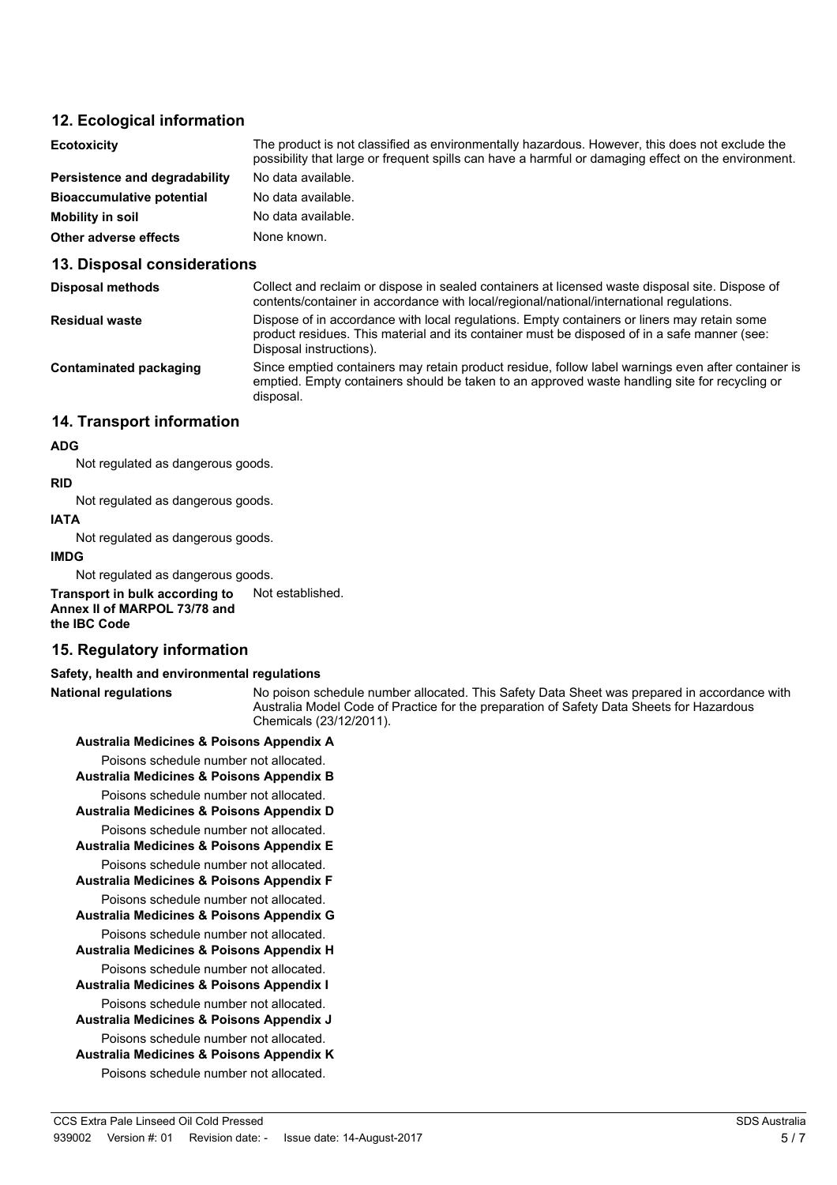## 12. Ecological information

| | |
|---|---|
| **Ecotoxicity** | The product is not classified as environmentally hazardous. However, this does not exclude the possibility that large or frequent spills can have a harmful or damaging effect on the environment. |
| **Persistence and degradability** | No data available. |
| **Bioaccumulative potential** | No data available. |
| **Mobility in soil** | No data available. |
| **Other adverse effects** | None known. |

## 13. Disposal considerations

| | |
|---|---|
| **Disposal methods** | Collect and reclaim or dispose in sealed containers at licensed waste disposal site. Dispose of contents/container in accordance with local/regional/national/international regulations. |
| **Residual waste** | Dispose of in accordance with local regulations. Empty containers or liners may retain some product residues. This material and its container must be disposed of in a safe manner (see: Disposal instructions). |
| **Contaminated packaging** | Since emptied containers may retain product residue, follow label warnings even after container is emptied. Empty containers should be taken to an approved waste handling site for recycling or disposal. |

## 14. Transport information

**ADG**

Not regulated as dangerous goods.

**RID**

Not regulated as dangerous goods.

**IATA**

Not regulated as dangerous goods.

**IMDG**

Not regulated as dangerous goods.

**Transport in bulk according to Annex II of MARPOL 73/78 and the IBC Code** Not established.

## 15. Regulatory information

**Safety, health and environmental regulations**

**National regulations** No poison schedule number allocated. This Safety Data Sheet was prepared in accordance with Australia Model Code of Practice for the preparation of Safety Data Sheets for Hazardous Chemicals (23/12/2011).

**Australia Medicines & Poisons Appendix A**

Poisons schedule number not allocated.

**Australia Medicines & Poisons Appendix B**

Poisons schedule number not allocated.

**Australia Medicines & Poisons Appendix D**

Poisons schedule number not allocated.

**Australia Medicines & Poisons Appendix E**

Poisons schedule number not allocated.

**Australia Medicines & Poisons Appendix F**

Poisons schedule number not allocated.

**Australia Medicines & Poisons Appendix G**

Poisons schedule number not allocated.

**Australia Medicines & Poisons Appendix H**

Poisons schedule number not allocated.

**Australia Medicines & Poisons Appendix I**

Poisons schedule number not allocated.

**Australia Medicines & Poisons Appendix J**

Poisons schedule number not allocated.

**Australia Medicines & Poisons Appendix K**

Poisons schedule number not allocated.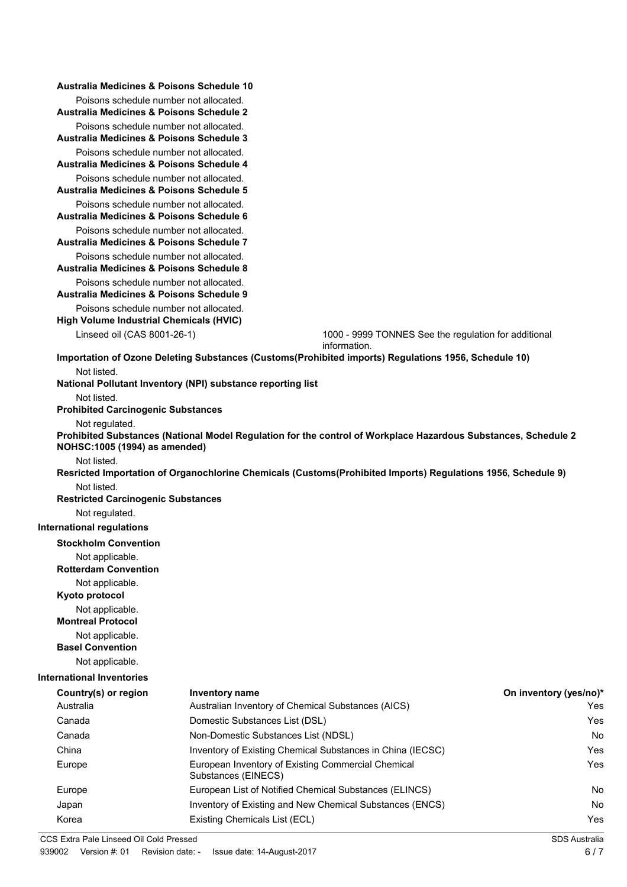**Australia Medicines & Poisons Schedule 10**

Poisons schedule number not allocated.

**Australia Medicines & Poisons Schedule 2**

Poisons schedule number not allocated.

**Australia Medicines & Poisons Schedule 3**

Poisons schedule number not allocated.

**Australia Medicines & Poisons Schedule 4**

Poisons schedule number not allocated.

**Australia Medicines & Poisons Schedule 5**

Poisons schedule number not allocated.

**Australia Medicines & Poisons Schedule 6**

Poisons schedule number not allocated.

**Australia Medicines & Poisons Schedule 7**

Poisons schedule number not allocated.

**Australia Medicines & Poisons Schedule 8**

Poisons schedule number not allocated.

**Australia Medicines & Poisons Schedule 9**

Poisons schedule number not allocated.

**High Volume Industrial Chemicals (HVIC)**

Linseed oil (CAS 8001-26-1) 1000 - 9999 TONNES See the regulation for additional information.

**Importation of Ozone Deleting Substances (Customs(Prohibited imports) Regulations 1956, Schedule 10)**

Not listed.

**National Pollutant Inventory (NPI) substance reporting list**

Not listed.

**Prohibited Carcinogenic Substances**

Not regulated.

**Prohibited Substances (National Model Regulation for the control of Workplace Hazardous Substances, Schedule 2 NOHSC:1005 (1994) as amended)**

Not listed.

**Resricted Importation of Organochlorine Chemicals (Customs(Prohibited Imports) Regulations 1956, Schedule 9)**

Not listed.

**Restricted Carcinogenic Substances**

Not regulated.

**International regulations**

**Stockholm Convention**

Not applicable.

**Rotterdam Convention**

Not applicable.

**Kyoto protocol**

Not applicable.

**Montreal Protocol**

Not applicable.

**Basel Convention**

Not applicable.

**International Inventories**

| Country(s) or region | Inventory name | On inventory (yes/no)* |
|---|---|---|
| Australia | Australian Inventory of Chemical Substances (AICS) | Yes |
| Canada | Domestic Substances List (DSL) | Yes |
| Canada | Non-Domestic Substances List (NDSL) | No |
| China | Inventory of Existing Chemical Substances in China (IECSC) | Yes |
| Europe | European Inventory of Existing Commercial Chemical Substances (EINECS) | Yes |
| Europe | European List of Notified Chemical Substances (ELINCS) | No |
| Japan | Inventory of Existing and New Chemical Substances (ENCS) | No |
| Korea | Existing Chemicals List (ECL) | Yes |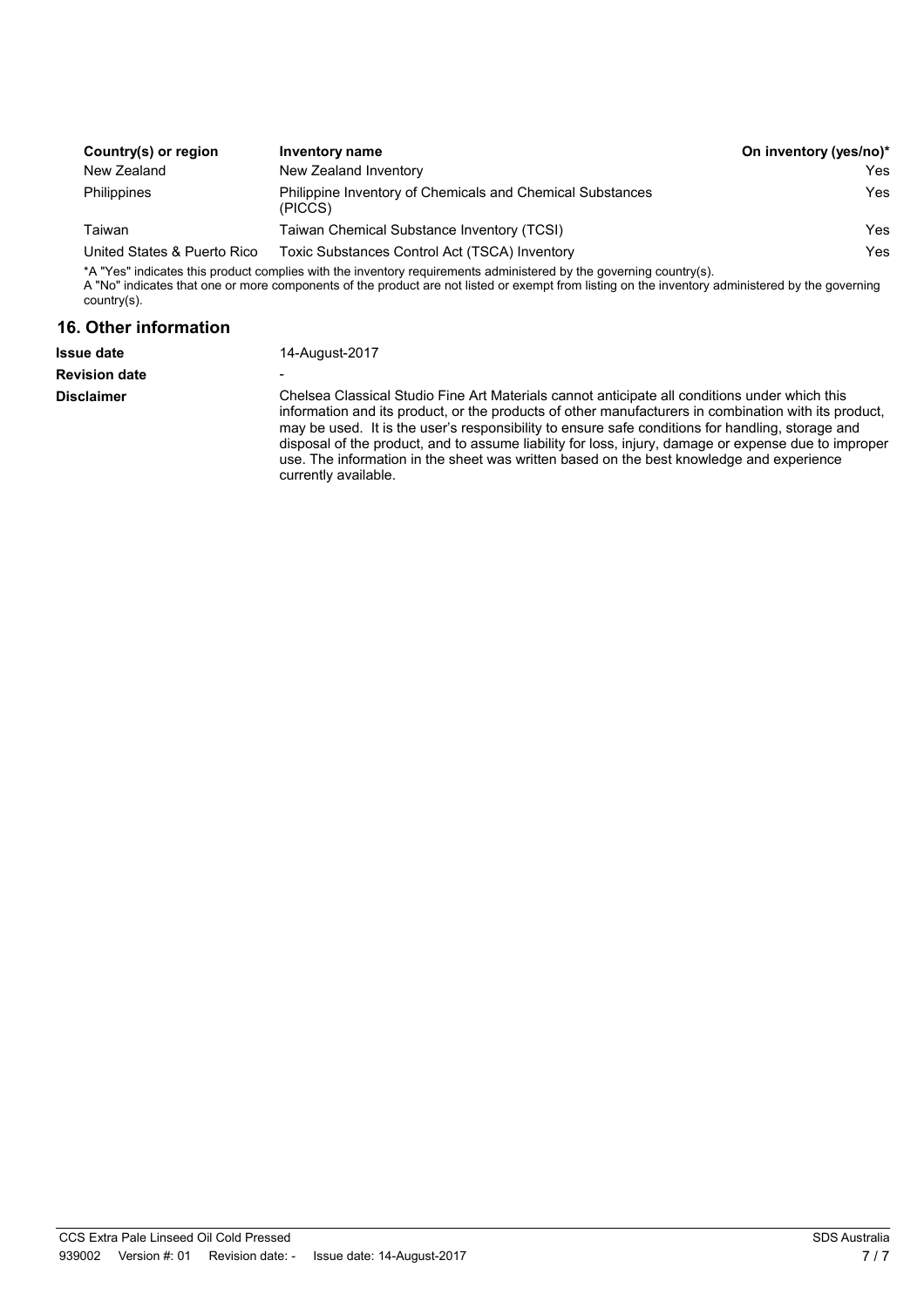| Country(s) or region | Inventory name | On inventory (yes/no)* |
|---|---|---|
| New Zealand | New Zealand Inventory | Yes |
| Philippines | Philippine Inventory of Chemicals and Chemical Substances (PICCS) | Yes |
| Taiwan | Taiwan Chemical Substance Inventory (TCSI) | Yes |
| United States & Puerto Rico | Toxic Substances Control Act (TSCA) Inventory | Yes |

*A "Yes" indicates this product complies with the inventory requirements administered by the governing country(s).
A "No" indicates that one or more components of the product are not listed or exempt from listing on the inventory administered by the governing country(s).

## 16. Other information

**Issue date** 14-August-2017

**Revision date** -

**Disclaimer** Chelsea Classical Studio Fine Art Materials cannot anticipate all conditions under which this information and its product, or the products of other manufacturers in combination with its product, may be used. It is the user's responsibility to ensure safe conditions for handling, storage and disposal of the product, and to assume liability for loss, injury, damage or expense due to improper use. The information in the sheet was written based on the best knowledge and experience currently available.